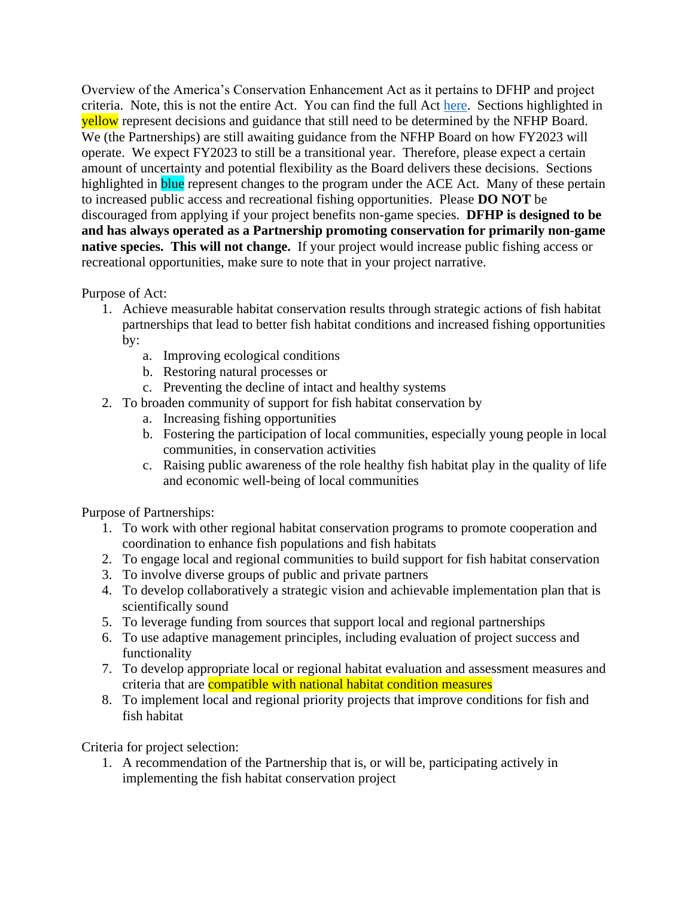Overview of the America's Conservation Enhancement Act as it pertains to DFHP and project criteria. Note, this is not the entire Act. You can find the full Act here. Sections highlighted in yellow represent decisions and guidance that still need to be determined by the NFHP Board. We (the Partnerships) are still awaiting guidance from the NFHP Board on how FY2023 will operate. We expect FY2023 to still be a transitional year. Therefore, please expect a certain amount of uncertainty and potential flexibility as the Board delivers these decisions. Sections highlighted in blue represent changes to the program under the ACE Act. Many of these pertain to increased public access and recreational fishing opportunities. Please **DO NOT** be discouraged from applying if your project benefits non-game species. **DFHP is designed to be and has always operated as a Partnership promoting conservation for primarily non-game native species. This will not change.** If your project would increase public fishing access or recreational opportunities, make sure to note that in your project narrative.

Purpose of Act:

1. Achieve measurable habitat conservation results through strategic actions of fish habitat partnerships that lead to better fish habitat conditions and increased fishing opportunities by:
   a. Improving ecological conditions
   b. Restoring natural processes or
   c. Preventing the decline of intact and healthy systems
2. To broaden community of support for fish habitat conservation by
   a. Increasing fishing opportunities
   b. Fostering the participation of local communities, especially young people in local communities, in conservation activities
   c. Raising public awareness of the role healthy fish habitat play in the quality of life and economic well-being of local communities

Purpose of Partnerships:

1. To work with other regional habitat conservation programs to promote cooperation and coordination to enhance fish populations and fish habitats
2. To engage local and regional communities to build support for fish habitat conservation
3. To involve diverse groups of public and private partners
4. To develop collaboratively a strategic vision and achievable implementation plan that is scientifically sound
5. To leverage funding from sources that support local and regional partnerships
6. To use adaptive management principles, including evaluation of project success and functionality
7. To develop appropriate local or regional habitat evaluation and assessment measures and criteria that are compatible with national habitat condition measures
8. To implement local and regional priority projects that improve conditions for fish and fish habitat

Criteria for project selection:

1. A recommendation of the Partnership that is, or will be, participating actively in implementing the fish habitat conservation project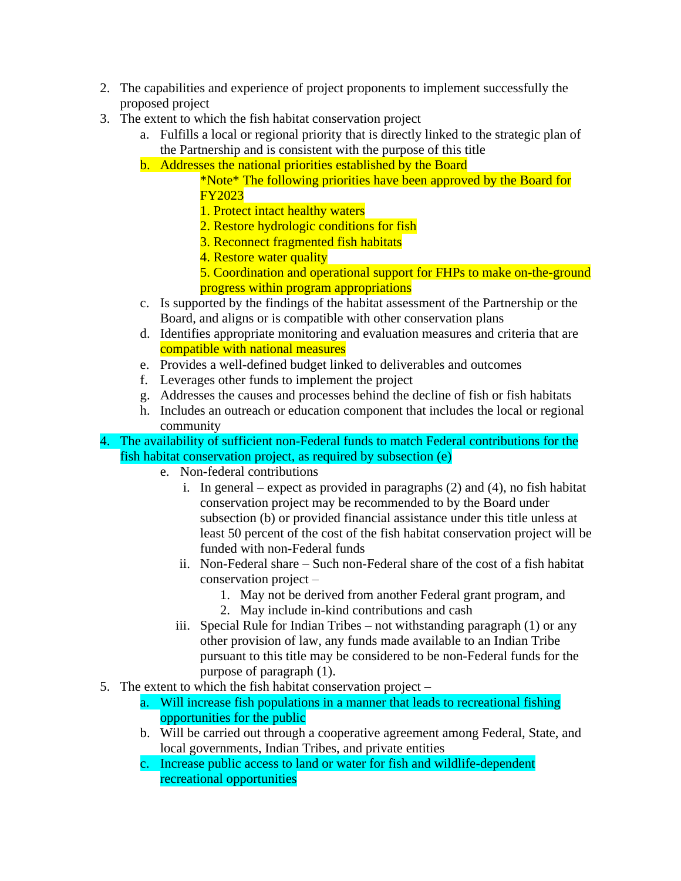2. The capabilities and experience of project proponents to implement successfully the proposed project
3. The extent to which the fish habitat conservation project
    a. Fulfills a local or regional priority that is directly linked to the strategic plan of the Partnership and is consistent with the purpose of this title
    b. Addresses the national priorities established by the Board

        *Note* The following priorities have been approved by the Board for FY2023

        1. Protect intact healthy waters
        2. Restore hydrologic conditions for fish
        3. Reconnect fragmented fish habitats
        4. Restore water quality
        5. Coordination and operational support for FHPs to make on-the-ground progress within program appropriations
    c. Is supported by the findings of the habitat assessment of the Partnership or the Board, and aligns or is compatible with other conservation plans
    d. Identifies appropriate monitoring and evaluation measures and criteria that are compatible with national measures
    e. Provides a well-defined budget linked to deliverables and outcomes
    f. Leverages other funds to implement the project
    g. Addresses the causes and processes behind the decline of fish or fish habitats
    h. Includes an outreach or education component that includes the local or regional community
4. The availability of sufficient non-Federal funds to match Federal contributions for the fish habitat conservation project, as required by subsection (e)
    e. Non-federal contributions
        i. In general – expect as provided in paragraphs (2) and (4), no fish habitat conservation project may be recommended to by the Board under subsection (b) or provided financial assistance under this title unless at least 50 percent of the cost of the fish habitat conservation project will be funded with non-Federal funds
        ii. Non-Federal share – Such non-Federal share of the cost of a fish habitat conservation project –
            1. May not be derived from another Federal grant program, and
            2. May include in-kind contributions and cash
        iii. Special Rule for Indian Tribes – not withstanding paragraph (1) or any other provision of law, any funds made available to an Indian Tribe pursuant to this title may be considered to be non-Federal funds for the purpose of paragraph (1).
5. The extent to which the fish habitat conservation project –
    a. Will increase fish populations in a manner that leads to recreational fishing opportunities for the public
    b. Will be carried out through a cooperative agreement among Federal, State, and local governments, Indian Tribes, and private entities
    c. Increase public access to land or water for fish and wildlife-dependent recreational opportunities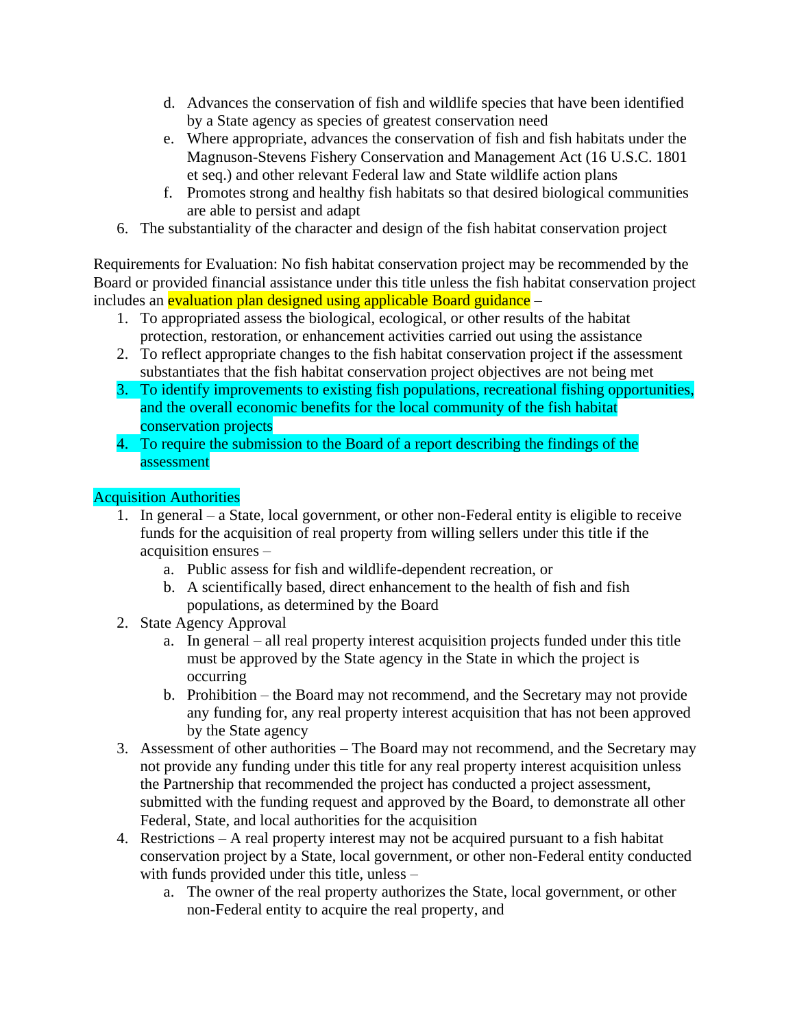d. Advances the conservation of fish and wildlife species that have been identified by a State agency as species of greatest conservation need
   e. Where appropriate, advances the conservation of fish and fish habitats under the Magnuson-Stevens Fishery Conservation and Management Act (16 U.S.C. 1801 et seq.) and other relevant Federal law and State wildlife action plans
   f. Promotes strong and healthy fish habitats so that desired biological communities are able to persist and adapt
6. The substantiality of the character and design of the fish habitat conservation project

Requirements for Evaluation: No fish habitat conservation project may be recommended by the Board or provided financial assistance under this title unless the fish habitat conservation project includes an evaluation plan designed using applicable Board guidance –

1. To appropriated assess the biological, ecological, or other results of the habitat protection, restoration, or enhancement activities carried out using the assistance
2. To reflect appropriate changes to the fish habitat conservation project if the assessment substantiates that the fish habitat conservation project objectives are not being met
3. To identify improvements to existing fish populations, recreational fishing opportunities, and the overall economic benefits for the local community of the fish habitat conservation projects
4. To require the submission to the Board of a report describing the findings of the assessment

Acquisition Authorities

1. In general – a State, local government, or other non-Federal entity is eligible to receive funds for the acquisition of real property from willing sellers under this title if the acquisition ensures –
   a. Public assess for fish and wildlife-dependent recreation, or
   b. A scientifically based, direct enhancement to the health of fish and fish populations, as determined by the Board
2. State Agency Approval
   a. In general – all real property interest acquisition projects funded under this title must be approved by the State agency in the State in which the project is occurring
   b. Prohibition – the Board may not recommend, and the Secretary may not provide any funding for, any real property interest acquisition that has not been approved by the State agency
3. Assessment of other authorities – The Board may not recommend, and the Secretary may not provide any funding under this title for any real property interest acquisition unless the Partnership that recommended the project has conducted a project assessment, submitted with the funding request and approved by the Board, to demonstrate all other Federal, State, and local authorities for the acquisition
4. Restrictions – A real property interest may not be acquired pursuant to a fish habitat conservation project by a State, local government, or other non-Federal entity conducted with funds provided under this title, unless –
   a. The owner of the real property authorizes the State, local government, or other non-Federal entity to acquire the real property, and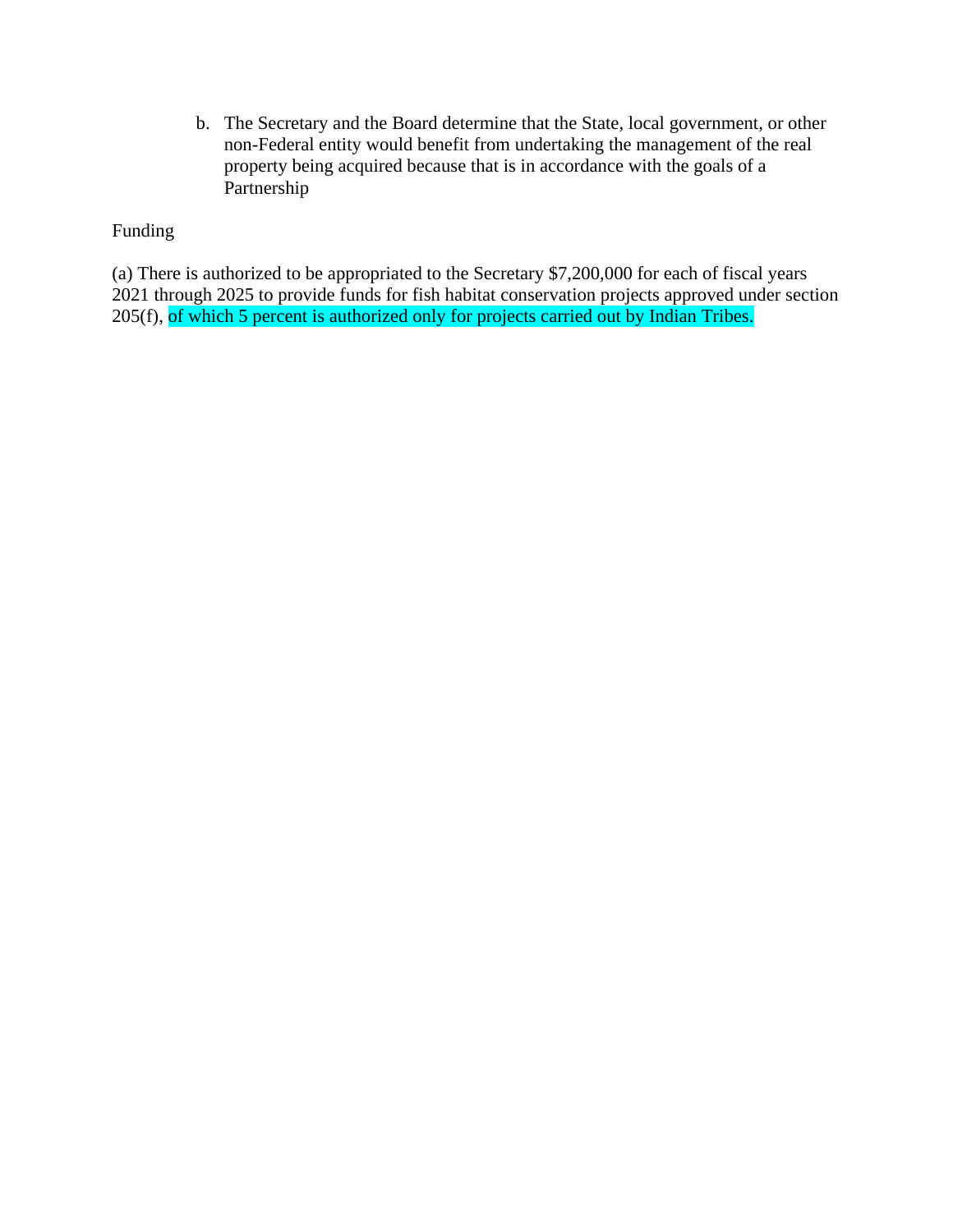b. The Secretary and the Board determine that the State, local government, or other non-Federal entity would benefit from undertaking the management of the real property being acquired because that is in accordance with the goals of a Partnership

Funding

(a) There is authorized to be appropriated to the Secretary $7,200,000 for each of fiscal years 2021 through 2025 to provide funds for fish habitat conservation projects approved under section 205(f), of which 5 percent is authorized only for projects carried out by Indian Tribes.